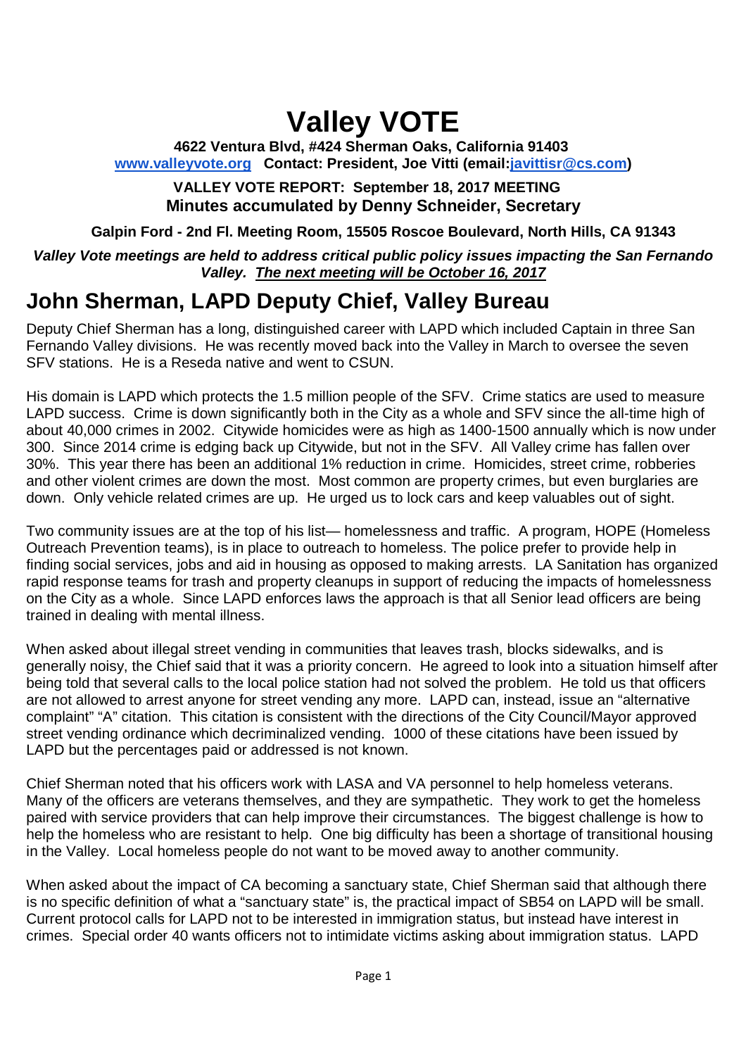# Valley VOTE

**4622 Ventura Blvd, #424 Sherman Oaks, California 91403**
**[www.valleyvote.org](http://www.valleyvote.org) Contact: President, Joe Vitti (email:[javittisr@cs.com](mailto:javittisr@cs.com))**

**VALLEY VOTE REPORT: September 18, 2017 MEETING**
**Minutes accumulated by Denny Schneider, Secretary**

**Galpin Ford - 2nd Fl. Meeting Room, 15505 Roscoe Boulevard, North Hills, CA 91343**

***Valley Vote meetings are held to address critical public policy issues impacting the San Fernando Valley. The next meeting will be October 16, 2017***

## John Sherman, LAPD Deputy Chief, Valley Bureau

Deputy Chief Sherman has a long, distinguished career with LAPD which included Captain in three San Fernando Valley divisions. He was recently moved back into the Valley in March to oversee the seven SFV stations. He is a Reseda native and went to CSUN.

His domain is LAPD which protects the 1.5 million people of the SFV. Crime statics are used to measure LAPD success. Crime is down significantly both in the City as a whole and SFV since the all-time high of about 40,000 crimes in 2002. Citywide homicides were as high as 1400-1500 annually which is now under 300. Since 2014 crime is edging back up Citywide, but not in the SFV. All Valley crime has fallen over 30%. This year there has been an additional 1% reduction in crime. Homicides, street crime, robberies and other violent crimes are down the most. Most common are property crimes, but even burglaries are down. Only vehicle related crimes are up. He urged us to lock cars and keep valuables out of sight.

Two community issues are at the top of his list— homelessness and traffic. A program, HOPE (Homeless Outreach Prevention teams), is in place to outreach to homeless. The police prefer to provide help in finding social services, jobs and aid in housing as opposed to making arrests. LA Sanitation has organized rapid response teams for trash and property cleanups in support of reducing the impacts of homelessness on the City as a whole. Since LAPD enforces laws the approach is that all Senior lead officers are being trained in dealing with mental illness.

When asked about illegal street vending in communities that leaves trash, blocks sidewalks, and is generally noisy, the Chief said that it was a priority concern. He agreed to look into a situation himself after being told that several calls to the local police station had not solved the problem. He told us that officers are not allowed to arrest anyone for street vending any more. LAPD can, instead, issue an "alternative complaint" "A" citation. This citation is consistent with the directions of the City Council/Mayor approved street vending ordinance which decriminalized vending. 1000 of these citations have been issued by LAPD but the percentages paid or addressed is not known.

Chief Sherman noted that his officers work with LASA and VA personnel to help homeless veterans. Many of the officers are veterans themselves, and they are sympathetic. They work to get the homeless paired with service providers that can help improve their circumstances. The biggest challenge is how to help the homeless who are resistant to help. One big difficulty has been a shortage of transitional housing in the Valley. Local homeless people do not want to be moved away to another community.

When asked about the impact of CA becoming a sanctuary state, Chief Sherman said that although there is no specific definition of what a "sanctuary state" is, the practical impact of SB54 on LAPD will be small. Current protocol calls for LAPD not to be interested in immigration status, but instead have interest in crimes. Special order 40 wants officers not to intimidate victims asking about immigration status. LAPD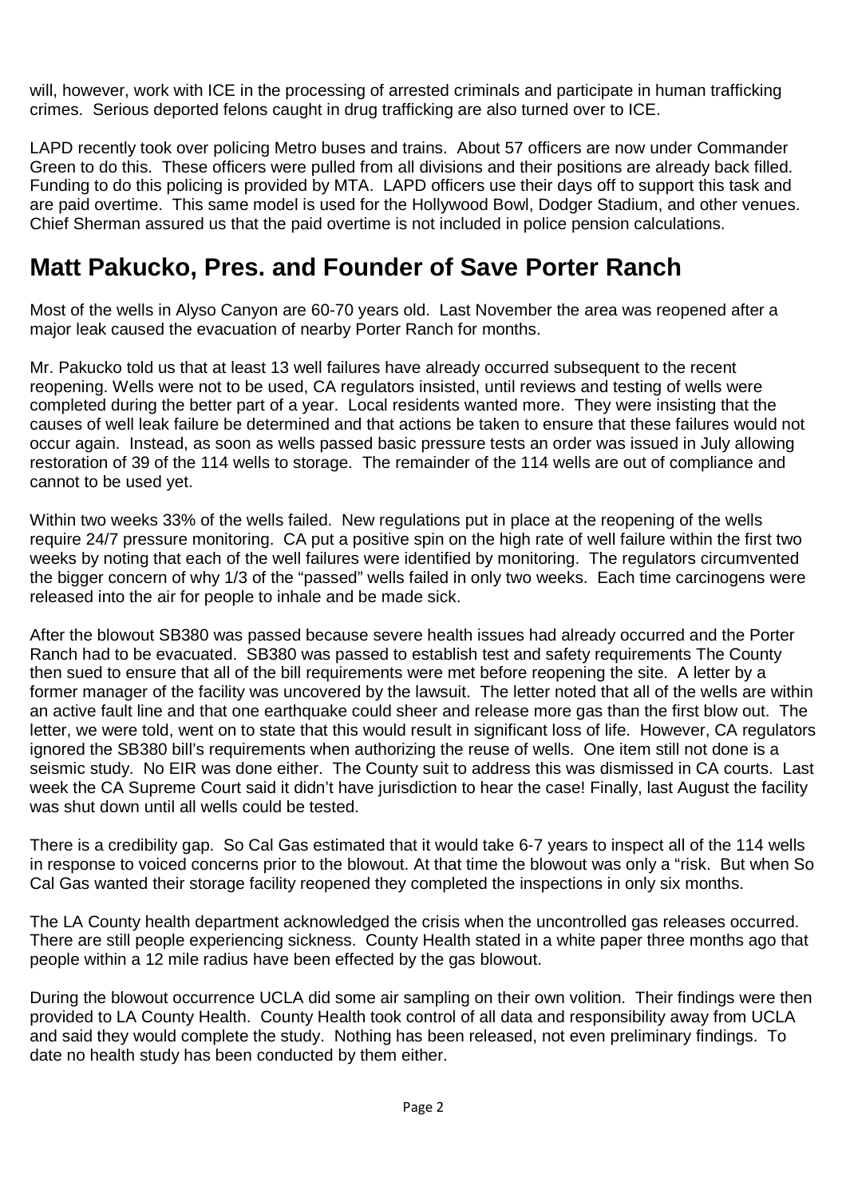will, however, work with ICE in the processing of arrested criminals and participate in human trafficking crimes. Serious deported felons caught in drug trafficking are also turned over to ICE.

LAPD recently took over policing Metro buses and trains. About 57 officers are now under Commander Green to do this. These officers were pulled from all divisions and their positions are already back filled. Funding to do this policing is provided by MTA. LAPD officers use their days off to support this task and are paid overtime. This same model is used for the Hollywood Bowl, Dodger Stadium, and other venues. Chief Sherman assured us that the paid overtime is not included in police pension calculations.

## Matt Pakucko, Pres. and Founder of Save Porter Ranch

Most of the wells in Alyso Canyon are 60-70 years old. Last November the area was reopened after a major leak caused the evacuation of nearby Porter Ranch for months.

Mr. Pakucko told us that at least 13 well failures have already occurred subsequent to the recent reopening. Wells were not to be used, CA regulators insisted, until reviews and testing of wells were completed during the better part of a year. Local residents wanted more. They were insisting that the causes of well leak failure be determined and that actions be taken to ensure that these failures would not occur again. Instead, as soon as wells passed basic pressure tests an order was issued in July allowing restoration of 39 of the 114 wells to storage. The remainder of the 114 wells are out of compliance and cannot to be used yet.

Within two weeks 33% of the wells failed. New regulations put in place at the reopening of the wells require 24/7 pressure monitoring. CA put a positive spin on the high rate of well failure within the first two weeks by noting that each of the well failures were identified by monitoring. The regulators circumvented the bigger concern of why 1/3 of the "passed" wells failed in only two weeks. Each time carcinogens were released into the air for people to inhale and be made sick.

After the blowout SB380 was passed because severe health issues had already occurred and the Porter Ranch had to be evacuated. SB380 was passed to establish test and safety requirements The County then sued to ensure that all of the bill requirements were met before reopening the site. A letter by a former manager of the facility was uncovered by the lawsuit. The letter noted that all of the wells are within an active fault line and that one earthquake could sheer and release more gas than the first blow out. The letter, we were told, went on to state that this would result in significant loss of life. However, CA regulators ignored the SB380 bill's requirements when authorizing the reuse of wells. One item still not done is a seismic study. No EIR was done either. The County suit to address this was dismissed in CA courts. Last week the CA Supreme Court said it didn't have jurisdiction to hear the case! Finally, last August the facility was shut down until all wells could be tested.

There is a credibility gap. So Cal Gas estimated that it would take 6-7 years to inspect all of the 114 wells in response to voiced concerns prior to the blowout. At that time the blowout was only a "risk. But when So Cal Gas wanted their storage facility reopened they completed the inspections in only six months.

The LA County health department acknowledged the crisis when the uncontrolled gas releases occurred. There are still people experiencing sickness. County Health stated in a white paper three months ago that people within a 12 mile radius have been effected by the gas blowout.

During the blowout occurrence UCLA did some air sampling on their own volition. Their findings were then provided to LA County Health. County Health took control of all data and responsibility away from UCLA and said they would complete the study. Nothing has been released, not even preliminary findings. To date no health study has been conducted by them either.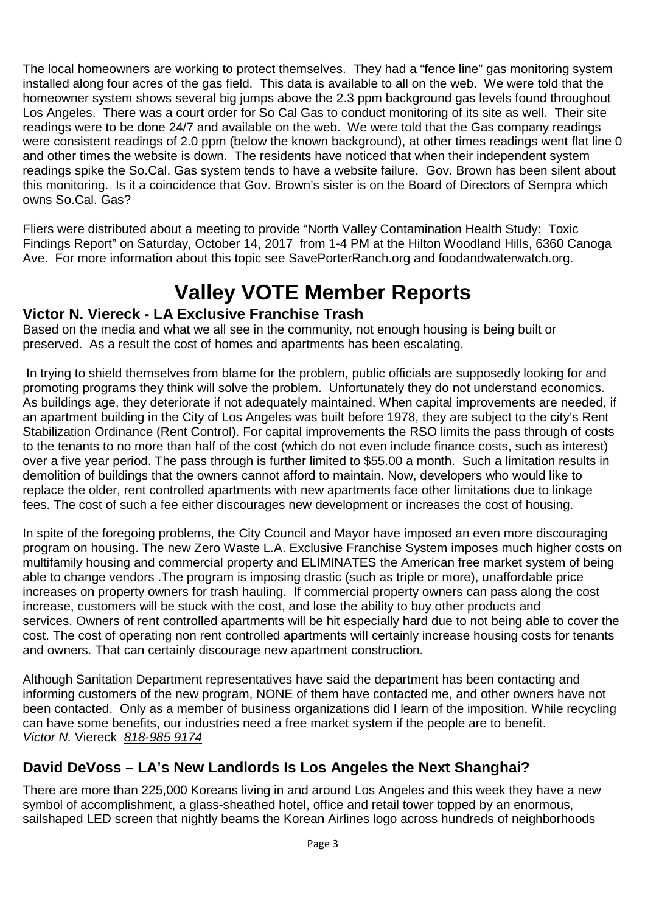The local homeowners are working to protect themselves. They had a "fence line" gas monitoring system installed along four acres of the gas field. This data is available to all on the web. We were told that the homeowner system shows several big jumps above the 2.3 ppm background gas levels found throughout Los Angeles. There was a court order for So Cal Gas to conduct monitoring of its site as well. Their site readings were to be done 24/7 and available on the web. We were told that the Gas company readings were consistent readings of 2.0 ppm (below the known background), at other times readings went flat line 0 and other times the website is down. The residents have noticed that when their independent system readings spike the So.Cal. Gas system tends to have a website failure. Gov. Brown has been silent about this monitoring. Is it a coincidence that Gov. Brown's sister is on the Board of Directors of Sempra which owns So.Cal. Gas?

Fliers were distributed about a meeting to provide "North Valley Contamination Health Study: Toxic Findings Report" on Saturday, October 14, 2017 from 1-4 PM at the Hilton Woodland Hills, 6360 Canoga Ave. For more information about this topic see SavePorterRanch.org and foodandwaterwatch.org.

# Valley VOTE Member Reports

## Victor N. Viereck - LA Exclusive Franchise Trash

Based on the media and what we all see in the community, not enough housing is being built or preserved. As a result the cost of homes and apartments has been escalating.

In trying to shield themselves from blame for the problem, public officials are supposedly looking for and promoting programs they think will solve the problem. Unfortunately they do not understand economics. As buildings age, they deteriorate if not adequately maintained. When capital improvements are needed, if an apartment building in the City of Los Angeles was built before 1978, they are subject to the city's Rent Stabilization Ordinance (Rent Control). For capital improvements the RSO limits the pass through of costs to the tenants to no more than half of the cost (which do not even include finance costs, such as interest) over a five year period. The pass through is further limited to $55.00 a month. Such a limitation results in demolition of buildings that the owners cannot afford to maintain. Now, developers who would like to replace the older, rent controlled apartments with new apartments face other limitations due to linkage fees. The cost of such a fee either discourages new development or increases the cost of housing.

In spite of the foregoing problems, the City Council and Mayor have imposed an even more discouraging program on housing. The new Zero Waste L.A. Exclusive Franchise System imposes much higher costs on multifamily housing and commercial property and ELIMINATES the American free market system of being able to change vendors .The program is imposing drastic (such as triple or more), unaffordable price increases on property owners for trash hauling. If commercial property owners can pass along the cost increase, customers will be stuck with the cost, and lose the ability to buy other products and services. Owners of rent controlled apartments will be hit especially hard due to not being able to cover the cost. The cost of operating non rent controlled apartments will certainly increase housing costs for tenants and owners. That can certainly discourage new apartment construction.

Although Sanitation Department representatives have said the department has been contacting and informing customers of the new program, NONE of them have contacted me, and other owners have not been contacted. Only as a member of business organizations did I learn of the imposition. While recycling can have some benefits, our industries need a free market system if the people are to benefit.
*Victor N.* Viereck *818-985 9174*

## David DeVoss – LA's New Landlords Is Los Angeles the Next Shanghai?

There are more than 225,000 Koreans living in and around Los Angeles and this week they have a new symbol of accomplishment, a glass-sheathed hotel, office and retail tower topped by an enormous, sailshaped LED screen that nightly beams the Korean Airlines logo across hundreds of neighborhoods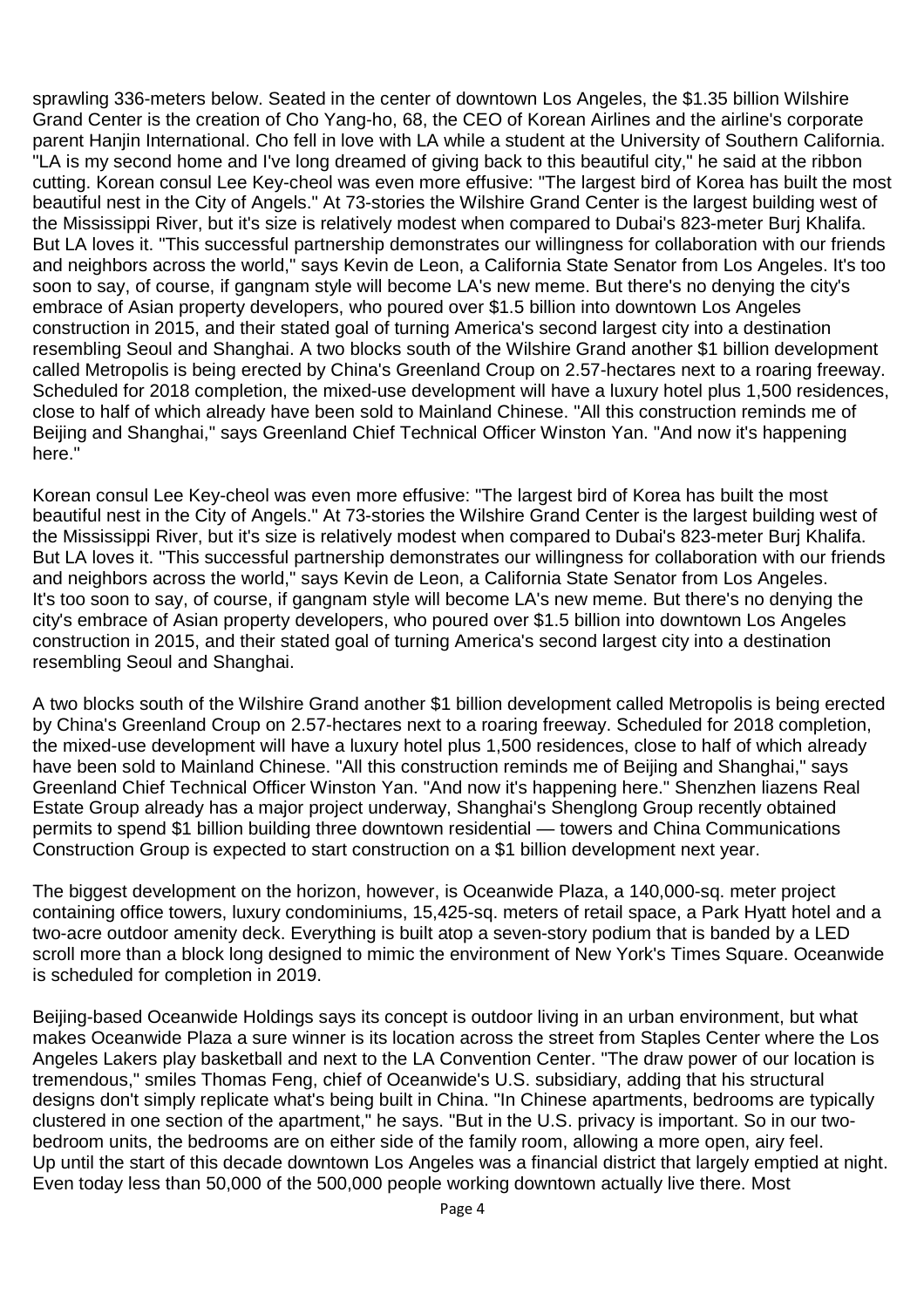sprawling 336-meters below. Seated in the center of downtown Los Angeles, the $1.35 billion Wilshire Grand Center is the creation of Cho Yang-ho, 68, the CEO of Korean Airlines and the airline's corporate parent Hanjin International. Cho fell in love with LA while a student at the University of Southern California. "LA is my second home and I've long dreamed of giving back to this beautiful city," he said at the ribbon cutting. Korean consul Lee Key-cheol was even more effusive: "The largest bird of Korea has built the most beautiful nest in the City of Angels." At 73-stories the Wilshire Grand Center is the largest building west of the Mississippi River, but it's size is relatively modest when compared to Dubai's 823-meter Burj Khalifa. But LA loves it. "This successful partnership demonstrates our willingness for collaboration with our friends and neighbors across the world," says Kevin de Leon, a California State Senator from Los Angeles. It's too soon to say, of course, if gangnam style will become LA's new meme. But there's no denying the city's embrace of Asian property developers, who poured over $1.5 billion into downtown Los Angeles construction in 2015, and their stated goal of turning America's second largest city into a destination resembling Seoul and Shanghai. A two blocks south of the Wilshire Grand another $1 billion development called Metropolis is being erected by China's Greenland Croup on 2.57-hectares next to a roaring freeway. Scheduled for 2018 completion, the mixed-use development will have a luxury hotel plus 1,500 residences, close to half of which already have been sold to Mainland Chinese. "All this construction reminds me of Beijing and Shanghai," says Greenland Chief Technical Officer Winston Yan. "And now it's happening here."

Korean consul Lee Key-cheol was even more effusive: "The largest bird of Korea has built the most beautiful nest in the City of Angels." At 73-stories the Wilshire Grand Center is the largest building west of the Mississippi River, but it's size is relatively modest when compared to Dubai's 823-meter Burj Khalifa. But LA loves it. "This successful partnership demonstrates our willingness for collaboration with our friends and neighbors across the world," says Kevin de Leon, a California State Senator from Los Angeles. It's too soon to say, of course, if gangnam style will become LA's new meme. But there's no denying the city's embrace of Asian property developers, who poured over $1.5 billion into downtown Los Angeles construction in 2015, and their stated goal of turning America's second largest city into a destination resembling Seoul and Shanghai.

A two blocks south of the Wilshire Grand another $1 billion development called Metropolis is being erected by China's Greenland Croup on 2.57-hectares next to a roaring freeway. Scheduled for 2018 completion, the mixed-use development will have a luxury hotel plus 1,500 residences, close to half of which already have been sold to Mainland Chinese. "All this construction reminds me of Beijing and Shanghai," says Greenland Chief Technical Officer Winston Yan. "And now it's happening here." Shenzhen liazens Real Estate Group already has a major project underway, Shanghai's Shenglong Group recently obtained permits to spend $1 billion building three downtown residential — towers and China Communications Construction Group is expected to start construction on a $1 billion development next year.

The biggest development on the horizon, however, is Oceanwide Plaza, a 140,000-sq. meter project containing office towers, luxury condominiums, 15,425-sq. meters of retail space, a Park Hyatt hotel and a two-acre outdoor amenity deck. Everything is built atop a seven-story podium that is banded by a LED scroll more than a block long designed to mimic the environment of New York's Times Square. Oceanwide is scheduled for completion in 2019.

Beijing-based Oceanwide Holdings says its concept is outdoor living in an urban environment, but what makes Oceanwide Plaza a sure winner is its location across the street from Staples Center where the Los Angeles Lakers play basketball and next to the LA Convention Center. "The draw power of our location is tremendous," smiles Thomas Feng, chief of Oceanwide's U.S. subsidiary, adding that his structural designs don't simply replicate what's being built in China. "In Chinese apartments, bedrooms are typically clustered in one section of the apartment," he says. "But in the U.S. privacy is important. So in our two-bedroom units, the bedrooms are on either side of the family room, allowing a more open, airy feel.
Up until the start of this decade downtown Los Angeles was a financial district that largely emptied at night. Even today less than 50,000 of the 500,000 people working downtown actually live there. Most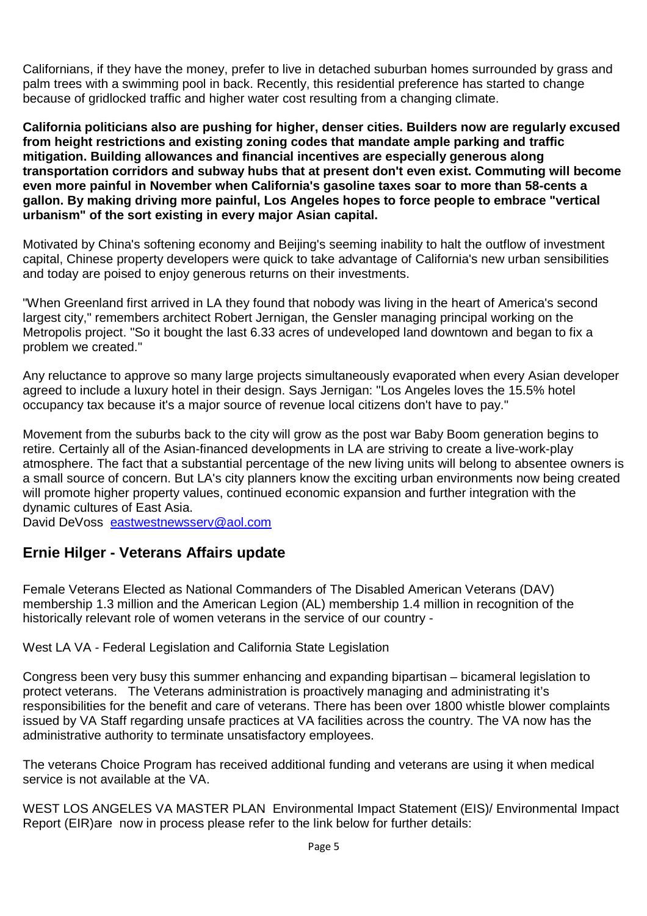Californians, if they have the money, prefer to live in detached suburban homes surrounded by grass and palm trees with a swimming pool in back. Recently, this residential preference has started to change because of gridlocked traffic and higher water cost resulting from a changing climate.

**California politicians also are pushing for higher, denser cities. Builders now are regularly excused from height restrictions and existing zoning codes that mandate ample parking and traffic mitigation. Building allowances and financial incentives are especially generous along transportation corridors and subway hubs that at present don't even exist. Commuting will become even more painful in November when California's gasoline taxes soar to more than 58-cents a gallon. By making driving more painful, Los Angeles hopes to force people to embrace "vertical urbanism" of the sort existing in every major Asian capital.**

Motivated by China's softening economy and Beijing's seeming inability to halt the outflow of investment capital, Chinese property developers were quick to take advantage of California's new urban sensibilities and today are poised to enjoy generous returns on their investments.

"When Greenland first arrived in LA they found that nobody was living in the heart of America's second largest city," remembers architect Robert Jernigan, the Gensler managing principal working on the Metropolis project. "So it bought the last 6.33 acres of undeveloped land downtown and began to fix a problem we created."

Any reluctance to approve so many large projects simultaneously evaporated when every Asian developer agreed to include a luxury hotel in their design. Says Jernigan: "Los Angeles loves the 15.5% hotel occupancy tax because it's a major source of revenue local citizens don't have to pay."

Movement from the suburbs back to the city will grow as the post war Baby Boom generation begins to retire. Certainly all of the Asian-financed developments in LA are striving to create a live-work-play atmosphere. The fact that a substantial percentage of the new living units will belong to absentee owners is a small source of concern. But LA's city planners know the exciting urban environments now being created will promote higher property values, continued economic expansion and further integration with the dynamic cultures of East Asia.
David DeVoss eastwestnewsserv@aol.com

## Ernie Hilger - Veterans Affairs update

Female Veterans Elected as National Commanders of The Disabled American Veterans (DAV) membership 1.3 million and the American Legion (AL) membership 1.4 million in recognition of the historically relevant role of women veterans in the service of our country -

West LA VA - Federal Legislation and California State Legislation

Congress been very busy this summer enhancing and expanding bipartisan – bicameral legislation to protect veterans. The Veterans administration is proactively managing and administrating it's responsibilities for the benefit and care of veterans. There has been over 1800 whistle blower complaints issued by VA Staff regarding unsafe practices at VA facilities across the country. The VA now has the administrative authority to terminate unsatisfactory employees.

The veterans Choice Program has received additional funding and veterans are using it when medical service is not available at the VA.

WEST LOS ANGELES VA MASTER PLAN Environmental Impact Statement (EIS)/ Environmental Impact Report (EIR)are now in process please refer to the link below for further details: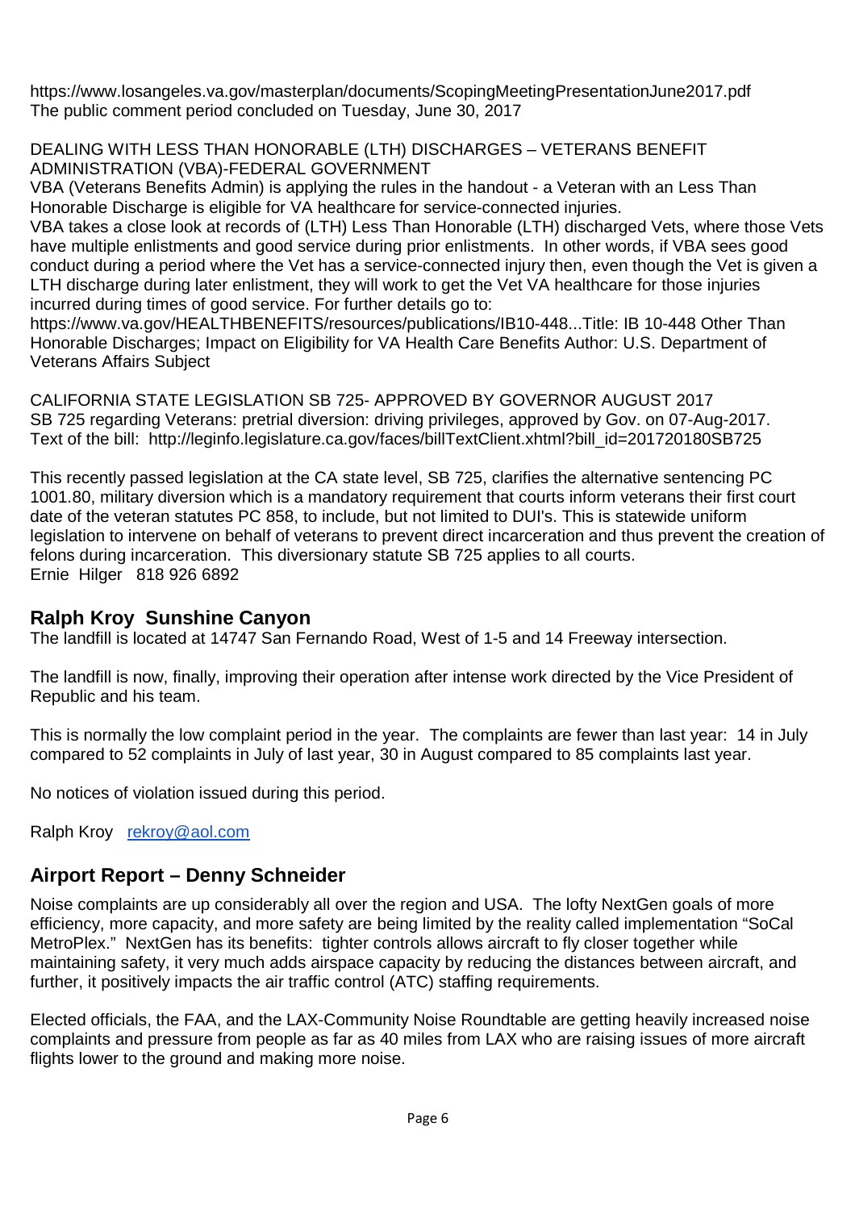https://www.losangeles.va.gov/masterplan/documents/ScopingMeetingPresentationJune2017.pdf
The public comment period concluded on Tuesday, June 30, 2017

DEALING WITH LESS THAN HONORABLE (LTH) DISCHARGES – VETERANS BENEFIT ADMINISTRATION (VBA)-FEDERAL GOVERNMENT
VBA (Veterans Benefits Admin) is applying the rules in the handout - a Veteran with an Less Than Honorable Discharge is eligible for VA healthcare for service-connected injuries.
VBA takes a close look at records of (LTH) Less Than Honorable (LTH) discharged Vets, where those Vets have multiple enlistments and good service during prior enlistments. In other words, if VBA sees good conduct during a period where the Vet has a service-connected injury then, even though the Vet is given a LTH discharge during later enlistment, they will work to get the Vet VA healthcare for those injuries incurred during times of good service. For further details go to:
https://www.va.gov/HEALTHBENEFITS/resources/publications/IB10-448...Title: IB 10-448 Other Than Honorable Discharges; Impact on Eligibility for VA Health Care Benefits Author: U.S. Department of Veterans Affairs Subject

CALIFORNIA STATE LEGISLATION SB 725- APPROVED BY GOVERNOR AUGUST 2017
SB 725 regarding Veterans: pretrial diversion: driving privileges, approved by Gov. on 07-Aug-2017.
Text of the bill: http://leginfo.legislature.ca.gov/faces/billTextClient.xhtml?bill_id=201720180SB725

This recently passed legislation at the CA state level, SB 725, clarifies the alternative sentencing PC 1001.80, military diversion which is a mandatory requirement that courts inform veterans their first court date of the veteran statutes PC 858, to include, but not limited to DUI's. This is statewide uniform legislation to intervene on behalf of veterans to prevent direct incarceration and thus prevent the creation of felons during incarceration. This diversionary statute SB 725 applies to all courts.
Ernie Hilger 818 926 6892

## Ralph Kroy Sunshine Canyon

The landfill is located at 14747 San Fernando Road, West of 1-5 and 14 Freeway intersection.

The landfill is now, finally, improving their operation after intense work directed by the Vice President of Republic and his team.

This is normally the low complaint period in the year. The complaints are fewer than last year: 14 in July compared to 52 complaints in July of last year, 30 in August compared to 85 complaints last year.

No notices of violation issued during this period.

Ralph Kroy rekroy@aol.com

## Airport Report – Denny Schneider

Noise complaints are up considerably all over the region and USA. The lofty NextGen goals of more efficiency, more capacity, and more safety are being limited by the reality called implementation "SoCal MetroPlex." NextGen has its benefits: tighter controls allows aircraft to fly closer together while maintaining safety, it very much adds airspace capacity by reducing the distances between aircraft, and further, it positively impacts the air traffic control (ATC) staffing requirements.

Elected officials, the FAA, and the LAX-Community Noise Roundtable are getting heavily increased noise complaints and pressure from people as far as 40 miles from LAX who are raising issues of more aircraft flights lower to the ground and making more noise.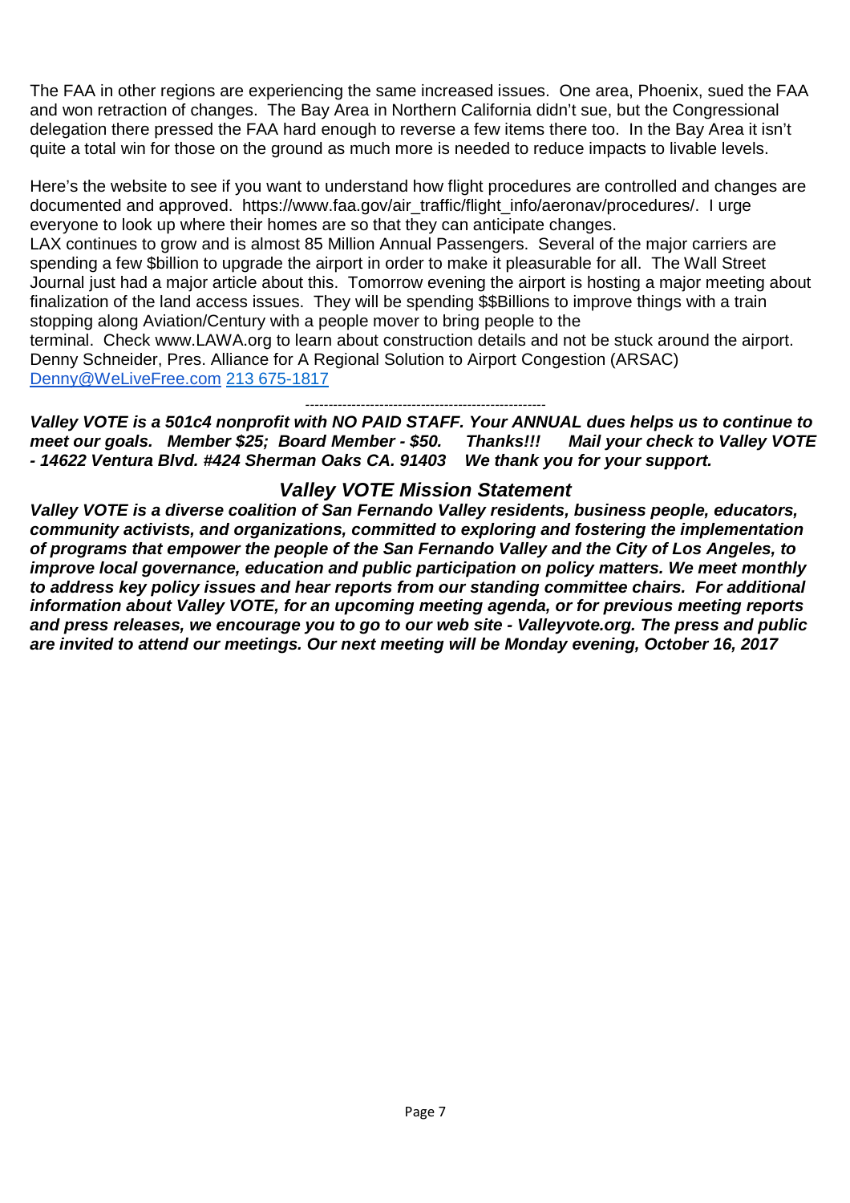The FAA in other regions are experiencing the same increased issues. One area, Phoenix, sued the FAA and won retraction of changes. The Bay Area in Northern California didn't sue, but the Congressional delegation there pressed the FAA hard enough to reverse a few items there too. In the Bay Area it isn't quite a total win for those on the ground as much more is needed to reduce impacts to livable levels.

Here's the website to see if you want to understand how flight procedures are controlled and changes are documented and approved. https://www.faa.gov/air_traffic/flight_info/aeronav/procedures/. I urge everyone to look up where their homes are so that they can anticipate changes.
LAX continues to grow and is almost 85 Million Annual Passengers. Several of the major carriers are spending a few $billion to upgrade the airport in order to make it pleasurable for all. The Wall Street Journal just had a major article about this. Tomorrow evening the airport is hosting a major meeting about finalization of the land access issues. They will be spending $$Billions to improve things with a train stopping along Aviation/Century with a people mover to bring people to the terminal. Check www.LAWA.org to learn about construction details and not be stuck around the airport.
Denny Schneider, Pres. Alliance for A Regional Solution to Airport Congestion (ARSAC)
Denny@WeLiveFree.com 213 675-1817

---

***Valley VOTE is a 501c4 nonprofit with NO PAID STAFF. Your ANNUAL dues helps us to continue to meet our goals. Member $25; Board Member - $50. Thanks!!! Mail your check to Valley VOTE - 14622 Ventura Blvd. #424 Sherman Oaks CA. 91403 We thank you for your support.***

## *Valley VOTE Mission Statement*

***Valley VOTE is a diverse coalition of San Fernando Valley residents, business people, educators, community activists, and organizations, committed to exploring and fostering the implementation of programs that empower the people of the San Fernando Valley and the City of Los Angeles, to improve local governance, education and public participation on policy matters. We meet monthly to address key policy issues and hear reports from our standing committee chairs. For additional information about Valley VOTE, for an upcoming meeting agenda, or for previous meeting reports and press releases, we encourage you to go to our web site - Valleyvote.org. The press and public are invited to attend our meetings. Our next meeting will be Monday evening, October 16, 2017***